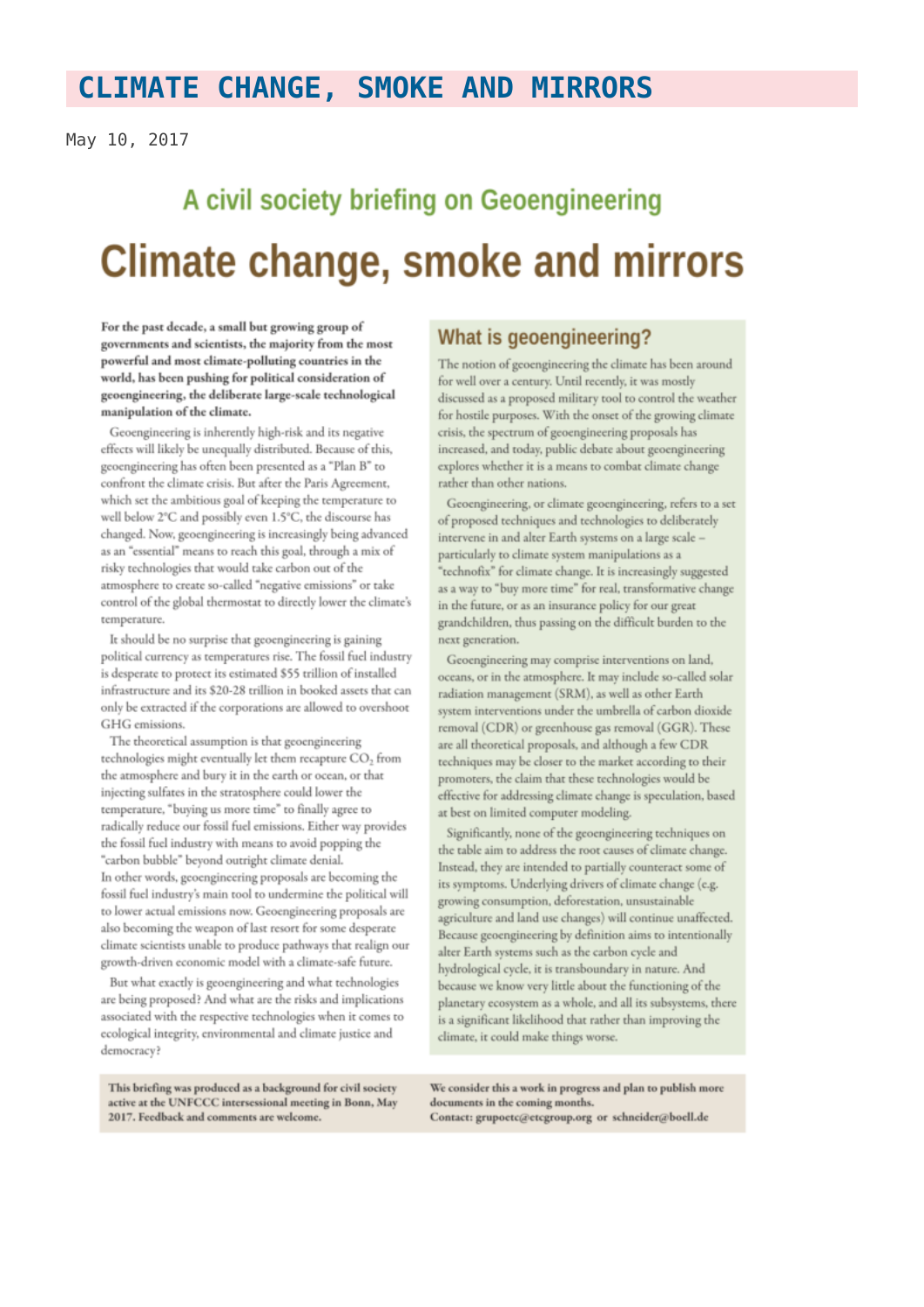# CLIMATE CHANGE, SMOKE AND MIRRORS

May 10, 2017

## A civil society briefing on Geoengineering

# Climate change, smoke and mirrors

**For the past decade, a small but growing group of governments and scientists, the majority from the most powerful and most climate-polluting countries in the world, has been pushing for political consideration of geoengineering, the deliberate large-scale technological manipulation of the climate.**

Geoengineering is inherently high-risk and its negative effects will likely be unequally distributed. Because of this, geoengineering has often been presented as a "Plan B" to confront the climate crisis. But after the Paris Agreement, which set the ambitious goal of keeping the temperature to well below 2°C and possibly even 1.5°C, the discourse has changed. Now, geoengineering is increasingly being advanced as an "essential" means to reach this goal, through a mix of risky technologies that would take carbon out of the atmosphere to create so-called "negative emissions" or take control of the global thermostat to directly lower the climate's temperature.

It should be no surprise that geoengineering is gaining political currency as temperatures rise. The fossil fuel industry is desperate to protect its estimated $55 trillion of installed infrastructure and its $20-28 trillion in booked assets that can only be extracted if the corporations are allowed to overshoot GHG emissions.

The theoretical assumption is that geoengineering technologies might eventually let them recapture $CO_2$ from the atmosphere and bury it in the earth or ocean, or that injecting sulfates in the stratosphere could lower the temperature, "buying us more time" to finally agree to radically reduce our fossil fuel emissions. Either way provides the fossil fuel industry with means to avoid popping the "carbon bubble" beyond outright climate denial.

In other words, geoengineering proposals are becoming the fossil fuel industry's main tool to undermine the political will to lower actual emissions now. Geoengineering proposals are also becoming the weapon of last resort for some desperate climate scientists unable to produce pathways that realign our growth-driven economic model with a climate-safe future.

But what exactly is geoengineering and what technologies are being proposed? And what are the risks and implications associated with the respective technologies when it comes to ecological integrity, environmental and climate justice and democracy?

## What is geoengineering?

The notion of geoengineering the climate has been around for well over a century. Until recently, it was mostly discussed as a proposed military tool to control the weather for hostile purposes. With the onset of the growing climate crisis, the spectrum of geoengineering proposals has increased, and today, public debate about geoengineering explores whether it is a means to combat climate change rather than other nations.

Geoengineering, or climate geoengineering, refers to a set of proposed techniques and technologies to deliberately intervene in and alter Earth systems on a large scale – particularly to climate system manipulations as a "technofix" for climate change. It is increasingly suggested as a way to "buy more time" for real, transformative change in the future, or as an insurance policy for our great grandchildren, thus passing on the difficult burden to the next generation.

Geoengineering may comprise interventions on land, oceans, or in the atmosphere. It may include so-called solar radiation management (SRM), as well as other Earth system interventions under the umbrella of carbon dioxide removal (CDR) or greenhouse gas removal (GGR). These are all theoretical proposals, and although a few CDR techniques may be closer to the market according to their promoters, the claim that these technologies would be effective for addressing climate change is speculation, based at best on limited computer modeling.

Significantly, none of the geoengineering techniques on the table aim to address the root causes of climate change. Instead, they are intended to partially counteract some of its symptoms. Underlying drivers of climate change (e.g. growing consumption, deforestation, unsustainable agriculture and land use changes) will continue unaffected. Because geoengineering by definition aims to intentionally alter Earth systems such as the carbon cycle and hydrological cycle, it is transboundary in nature. And because we know very little about the functioning of the planetary ecosystem as a whole, and all its subsystems, there is a significant likelihood that rather than improving the climate, it could make things worse.

**This briefing was produced as a background for civil society active at the UNFCCC intersessional meeting in Bonn, May 2017. Feedback and comments are welcome.**

**We consider this a work in progress and plan to publish more documents in the coming months.**
**Contact: grupoetc@etcgroup.org or schneider@boell.de**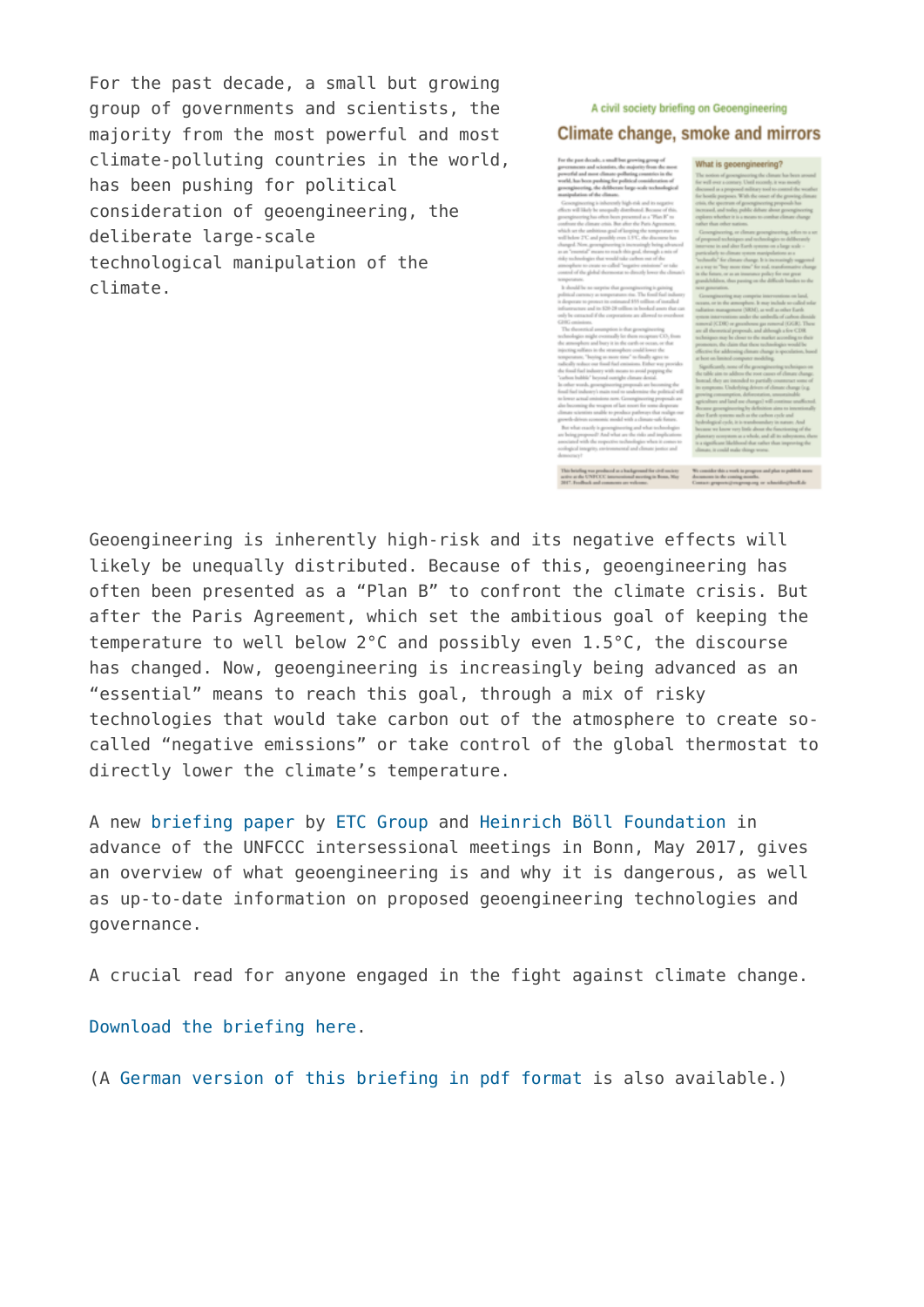For the past decade, a small but growing group of governments and scientists, the majority from the most powerful and most climate-polluting countries in the world, has been pushing for political consideration of geoengineering, the deliberate large-scale technological manipulation of the climate.

Geoengineering is inherently high-risk and its negative effects will likely be unequally distributed. Because of this, geoengineering has often been presented as a “Plan B” to confront the climate crisis. But after the Paris Agreement, which set the ambitious goal of keeping the temperature to well below 2°C and possibly even 1.5°C, the discourse has changed. Now, geoengineering is increasingly being advanced as an “essential” means to reach this goal, through a mix of risky technologies that would take carbon out of the atmosphere to create so-called “negative emissions” or take control of the global thermostat to directly lower the climate’s temperature.

A new briefing paper by ETC Group and Heinrich Böll Foundation in advance of the UNFCCC intersessional meetings in Bonn, May 2017, gives an overview of what geoengineering is and why it is dangerous, as well as up-to-date information on proposed geoengineering technologies and governance.

A crucial read for anyone engaged in the fight against climate change.

Download the briefing here.

(A German version of this briefing in pdf format is also available.)